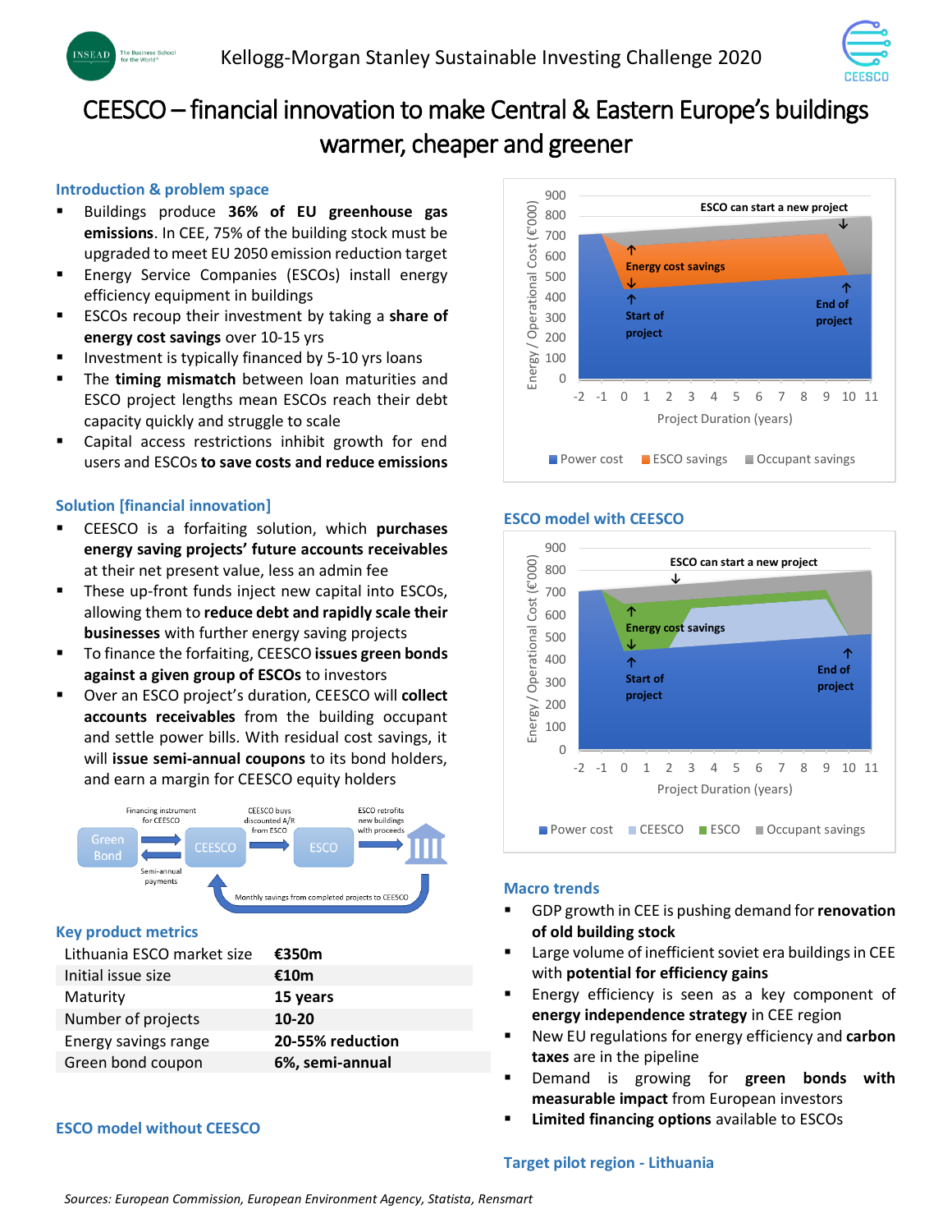Kellogg-Morgan Stanley Sustainable Investing Challenge 2020

# CEESCO – financial innovation to make Central & Eastern Europe's buildings warmer, cheaper and greener

## Introduction & problem space

- Buildings produce **36% of EU greenhouse gas emissions**. In CEE, 75% of the building stock must be upgraded to meet EU 2050 emission reduction target
- Energy Service Companies (ESCOs) install energy efficiency equipment in buildings
- ESCOs recoup their investment by taking a **share of energy cost savings** over 10-15 yrs
- Investment is typically financed by 5-10 yrs loans
- The **timing mismatch** between loan maturities and ESCO project lengths mean ESCOs reach their debt capacity quickly and struggle to scale
- Capital access restrictions inhibit growth for end users and ESCOs **to save costs and reduce emissions**

## Solution [financial innovation]

- CEESCO is a forfaiting solution, which **purchases energy saving projects' future accounts receivables** at their net present value, less an admin fee
- These up-front funds inject new capital into ESCOs, allowing them to **reduce debt and rapidly scale their businesses** with further energy saving projects
- To finance the forfaiting, CEESCO **issues green bonds against a given group of ESCOs** to investors
- Over an ESCO project's duration, CEESCO will **collect accounts receivables** from the building occupant and settle power bills. With residual cost savings, it will **issue semi-annual coupons** to its bond holders, and earn a margin for CEESCO equity holders

Green Bond → (Financing instrument for CEESCO) → CEESCO → (CEESCO buys discounted A/R from ESCO) → ESCO → (ESCO retrofits new buildings with proceeds) → Buildings

Monthly savings from completed projects to CEESCO; Semi-annual payments from CEESCO to Green Bond

## Key product metrics

| | |
|---|---|
| Lithuania ESCO market size | **€350m** |
| Initial issue size | **€10m** |
| Maturity | **15 years** |
| Number of projects | **10-20** |
| Energy savings range | **20-55% reduction** |
| Green bond coupon | **6%, semi-annual** |

## ESCO model without CEESCO

Chart: Energy / Operational Cost (€'000) vs Project Duration (years), -2 to 11. Annotations: Energy cost savings; Start of project; ESCO can start a new project; End of project. Legend: Power cost, ESCO savings, Occupant savings.

## ESCO model with CEESCO

Chart: Energy / Operational Cost (€'000) vs Project Duration (years), -2 to 11. Annotations: Energy cost savings; Start of project; ESCO can start a new project; End of project. Legend: Power cost, CEESCO, ESCO, Occupant savings.

## Macro trends

- GDP growth in CEE is pushing demand for **renovation of old building stock**
- Large volume of inefficient soviet era buildings in CEE with **potential for efficiency gains**
- Energy efficiency is seen as a key component of **energy independence strategy** in CEE region
- New EU regulations for energy efficiency and **carbon taxes** are in the pipeline
- Demand is growing for **green bonds with measurable impact** from European investors
- **Limited financing options** available to ESCOs

## Target pilot region - Lithuania

*Sources: European Commission, European Environment Agency, Statista, Rensmart*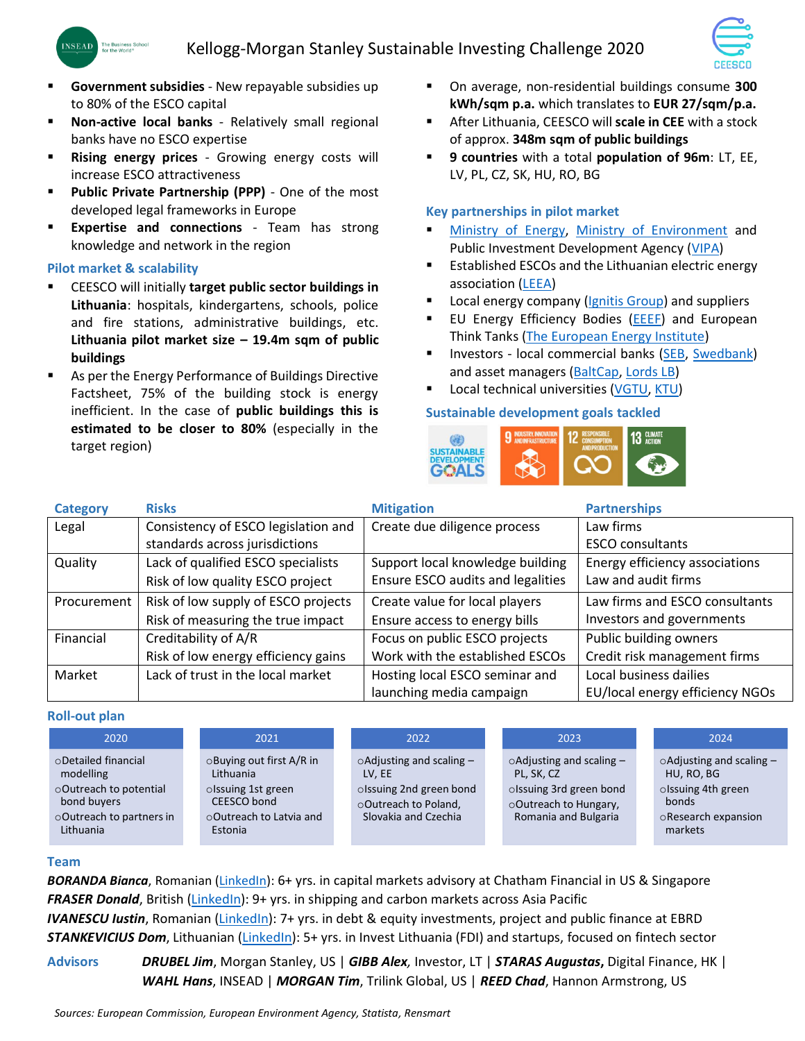# Kellogg-Morgan Stanley Sustainable Investing Challenge 2020

- **Government subsidies** - New repayable subsidies up to 80% of the ESCO capital
- **Non-active local banks** - Relatively small regional banks have no ESCO expertise
- **Rising energy prices** - Growing energy costs will increase ESCO attractiveness
- **Public Private Partnership (PPP)** - One of the most developed legal frameworks in Europe
- **Expertise and connections** - Team has strong knowledge and network in the region

## Pilot market & scalability

- CEESCO will initially **target public sector buildings in Lithuania**: hospitals, kindergartens, schools, police and fire stations, administrative buildings, etc. **Lithuania pilot market size – 19.4m sqm of public buildings**
- As per the Energy Performance of Buildings Directive Factsheet, 75% of the building stock is energy inefficient. In the case of **public buildings this is estimated to be closer to 80%** (especially in the target region)
- On average, non-residential buildings consume **300 kWh/sqm p.a.** which translates to **EUR 27/sqm/p.a.**
- After Lithuania, CEESCO will **scale in CEE** with a stock of approx. **348m sqm of public buildings**
- **9 countries** with a total **population of 96m**: LT, EE, LV, PL, CZ, SK, HU, RO, BG

## Key partnerships in pilot market

- Ministry of Energy, Ministry of Environment and Public Investment Development Agency (VIPA)
- Established ESCOs and the Lithuanian electric energy association (LEEA)
- Local energy company (Ignitis Group) and suppliers
- EU Energy Efficiency Bodies (EEEF) and European Think Tanks (The European Energy Institute)
- Investors - local commercial banks (SEB, Swedbank) and asset managers (BaltCap, Lords LB)
- Local technical universities (VGTU, KTU)

## Sustainable development goals tackled

SUSTAINABLE DEVELOPMENT GOALS
9 INDUSTRY, INNOVATION AND INFRASTRUCTURE
12 RESPONSIBLE CONSUMPTION AND PRODUCTION
13 CLIMATE ACTION

| Category | Risks | Mitigation | Partnerships |
|---|---|---|---|
| Legal | Consistency of ESCO legislation and standards across jurisdictions | Create due diligence process | Law firms<br>ESCO consultants |
| Quality | Lack of qualified ESCO specialists<br>Risk of low quality ESCO project | Support local knowledge building<br>Ensure ESCO audits and legalities | Energy efficiency associations<br>Law and audit firms |
| Procurement | Risk of low supply of ESCO projects<br>Risk of measuring the true impact | Create value for local players<br>Ensure access to energy bills | Law firms and ESCO consultants<br>Investors and governments |
| Financial | Creditability of A/R<br>Risk of low energy efficiency gains | Focus on public ESCO projects<br>Work with the established ESCOs | Public building owners<br>Credit risk management firms |
| Market | Lack of trust in the local market | Hosting local ESCO seminar and launching media campaign | Local business dailies<br>EU/local energy efficiency NGOs |

## Roll-out plan

| 2020 | 2021 | 2022 | 2023 | 2024 |
|---|---|---|---|---|
| ○Detailed financial modelling<br>○Outreach to potential bond buyers<br>○Outreach to partners in Lithuania | ○Buying out first A/R in Lithuania<br>○Issuing 1st green CEESCO bond<br>○Outreach to Latvia and Estonia | ○Adjusting and scaling – LV, EE<br>○Issuing 2nd green bond<br>○Outreach to Poland, Slovakia and Czechia | ○Adjusting and scaling – PL, SK, CZ<br>○Issuing 3rd green bond<br>○Outreach to Hungary, Romania and Bulgaria | ○Adjusting and scaling – HU, RO, BG<br>○Issuing 4th green bonds<br>○Research expansion markets |

## Team

***BORANDA Bianca***, Romanian (LinkedIn): 6+ yrs. in capital markets advisory at Chatham Financial in US & Singapore
***FRASER Donald***, British (LinkedIn): 9+ yrs. in shipping and carbon markets across Asia Pacific
***IVANESCU Iustin***, Romanian (LinkedIn): 7+ yrs. in debt & equity investments, project and public finance at EBRD
***STANKEVICIUS Dom***, Lithuanian (LinkedIn): 5+ yrs. in Invest Lithuania (FDI) and startups, focused on fintech sector

**Advisors** ***DRUBEL Jim***, Morgan Stanley, US | ***GIBB Alex***, Investor, LT | ***STARAS Augustas***, Digital Finance, HK | ***WAHL Hans***, INSEAD | ***MORGAN Tim***, Trilink Global, US | ***REED Chad***, Hannon Armstrong, US

*Sources: European Commission, European Environment Agency, Statista, Rensmart*